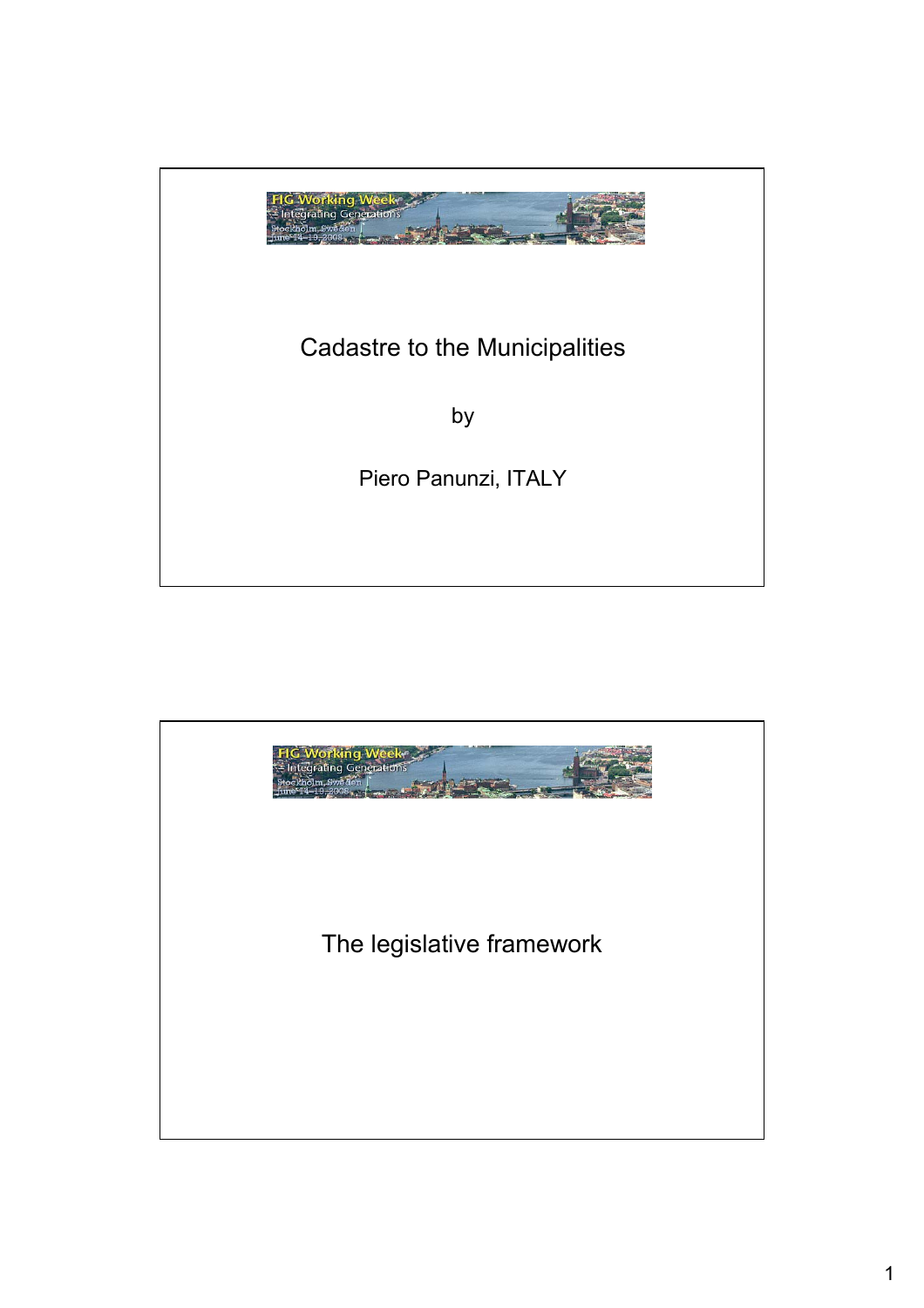# Cadastre to the Municipalities

by

Piero Panunzi, ITALY

## The legislative framework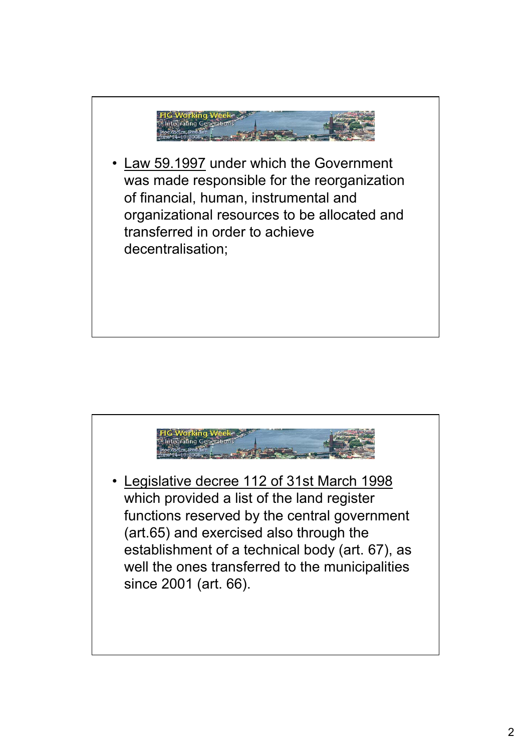- Law 59.1997 under which the Government was made responsible for the reorganization of financial, human, instrumental and organizational resources to be allocated and transferred in order to achieve decentralisation;

- Legislative decree 112 of 31st March 1998 which provided a list of the land register functions reserved by the central government (art.65) and exercised also through the establishment of a technical body (art. 67), as well the ones transferred to the municipalities since 2001 (art. 66).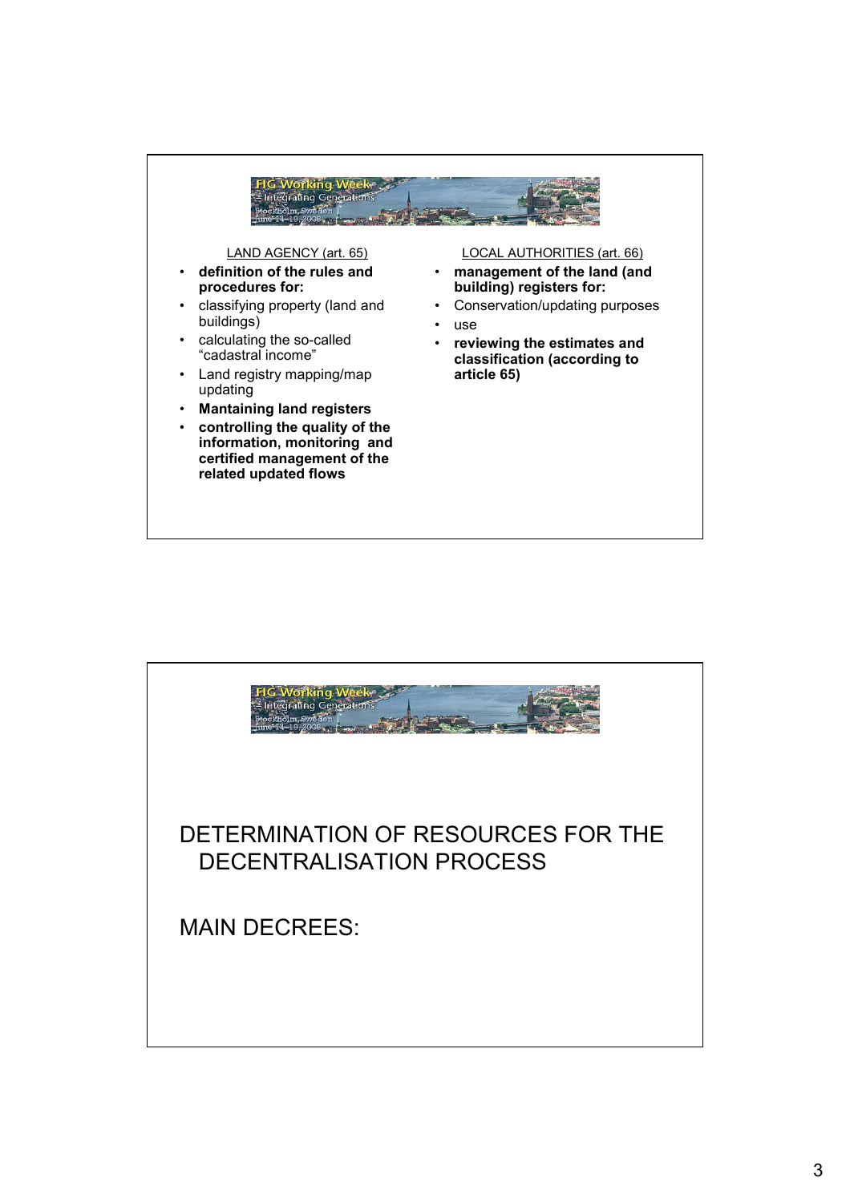LAND AGENCY (art. 65)

- **definition of the rules and procedures for:**
- classifying property (land and buildings)
- calculating the so-called "cadastral income"
- Land registry mapping/map updating
- **Mantaining land registers**
- **controlling the quality of the information, monitoring and certified management of the related updated flows**

LOCAL AUTHORITIES (art. 66)

- **management of the land (and building) registers for:**
- Conservation/updating purposes
- use
- **reviewing the estimates and classification (according to article 65)**

---

DETERMINATION OF RESOURCES FOR THE DECENTRALISATION PROCESS

MAIN DECREES: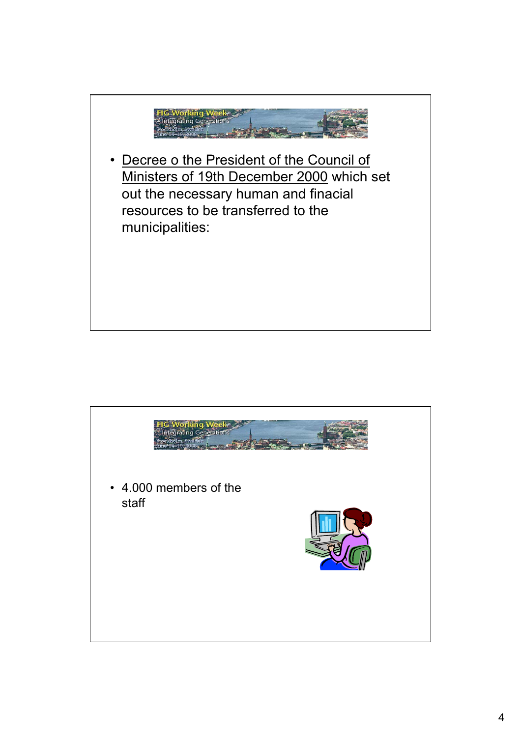- Decree o the President of the Council of Ministers of 19th December 2000 which set out the necessary human and finacial resources to be transferred to the municipalities:

- 4.000 members of the staff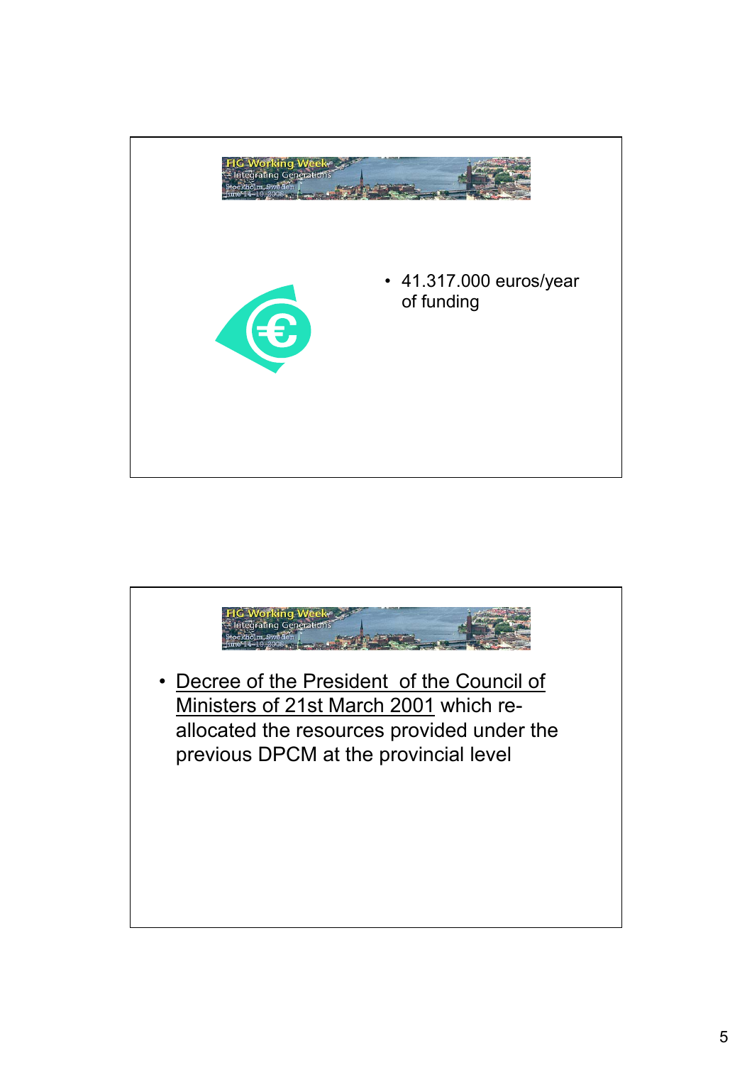- 41.317.000 euros/year of funding

- Decree of the President of the Council of Ministers of 21st March 2001 which re-allocated the resources provided under the previous DPCM at the provincial level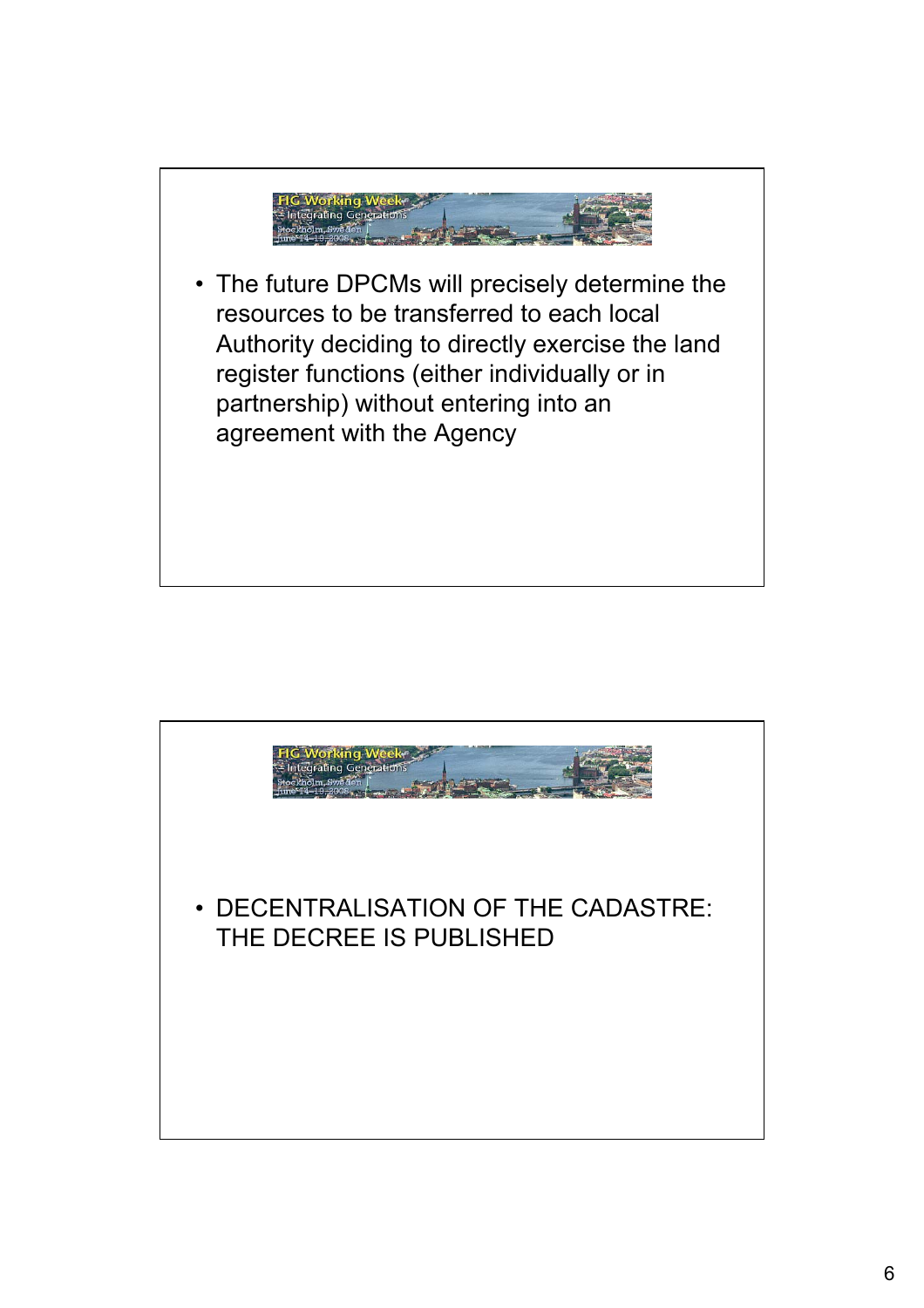- The future DPCMs will precisely determine the resources to be transferred to each local Authority deciding to directly exercise the land register functions (either individually or in partnership) without entering into an agreement with the Agency

- DECENTRALISATION OF THE CADASTRE: THE DECREE IS PUBLISHED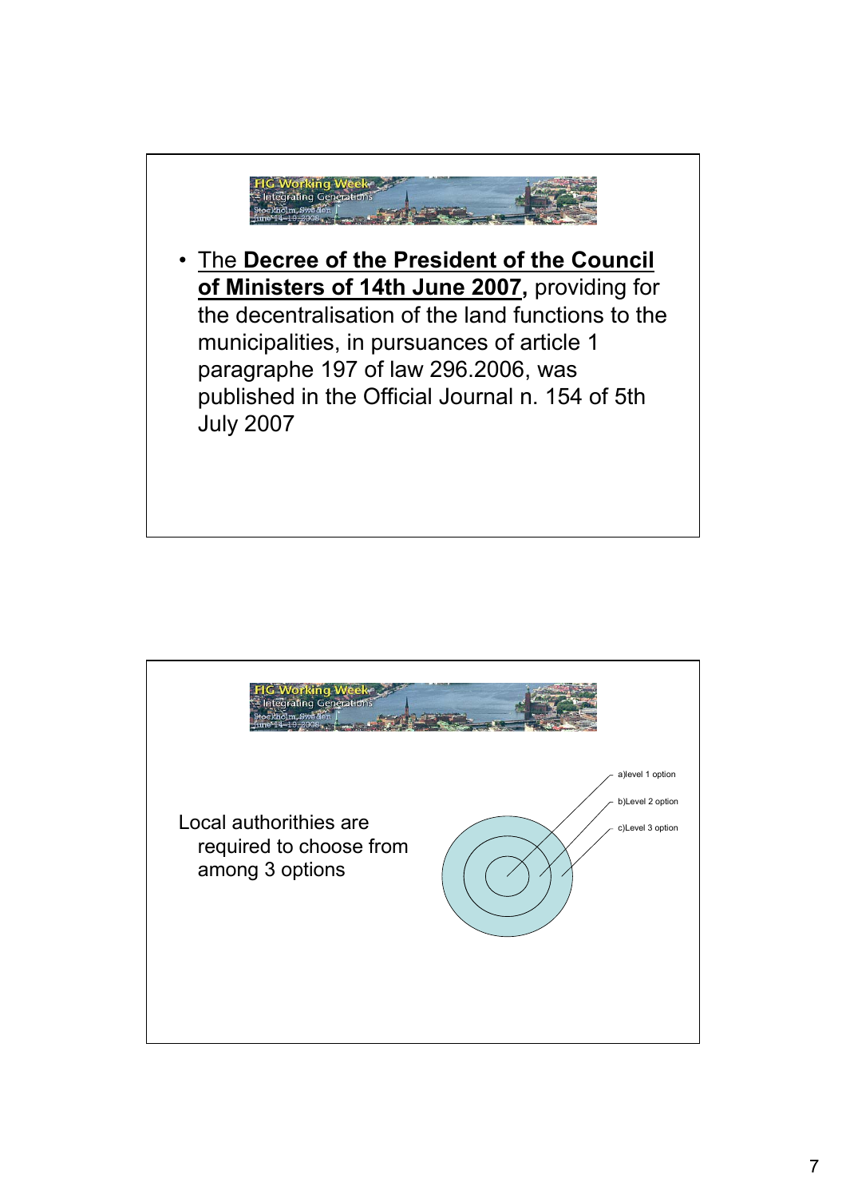- The **Decree of the President of the Council of Ministers of 14th June 2007,** providing for the decentralisation of the land functions to the municipalities, in pursuances of article 1 paragraphe 197 of law 296.2006, was published in the Official Journal n. 154 of 5th July 2007

Local authorithies are required to choose from among 3 options

a)level 1 option

b)Level 2 option

c)Level 3 option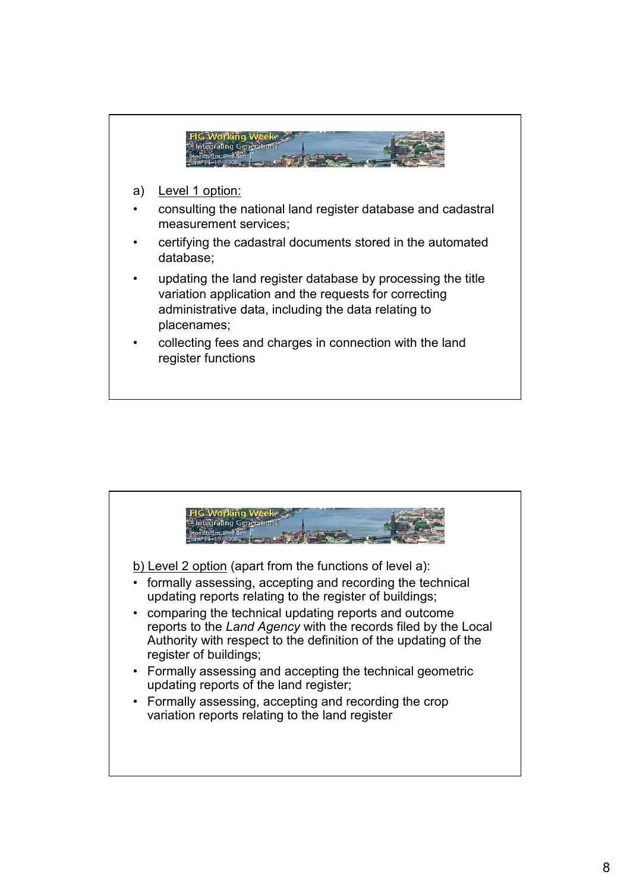a) Level 1 option:

- consulting the national land register database and cadastral measurement services;
- certifying the cadastral documents stored in the automated database;
- updating the land register database by processing the title variation application and the requests for correcting administrative data, including the data relating to placenames;
- collecting fees and charges in connection with the land register functions

b) Level 2 option (apart from the functions of level a):

- formally assessing, accepting and recording the technical updating reports relating to the register of buildings;
- comparing the technical updating reports and outcome reports to the *Land Agency* with the records filed by the Local Authority with respect to the definition of the updating of the register of buildings;
- Formally assessing and accepting the technical geometric updating reports of the land register;
- Formally assessing, accepting and recording the crop variation reports relating to the land register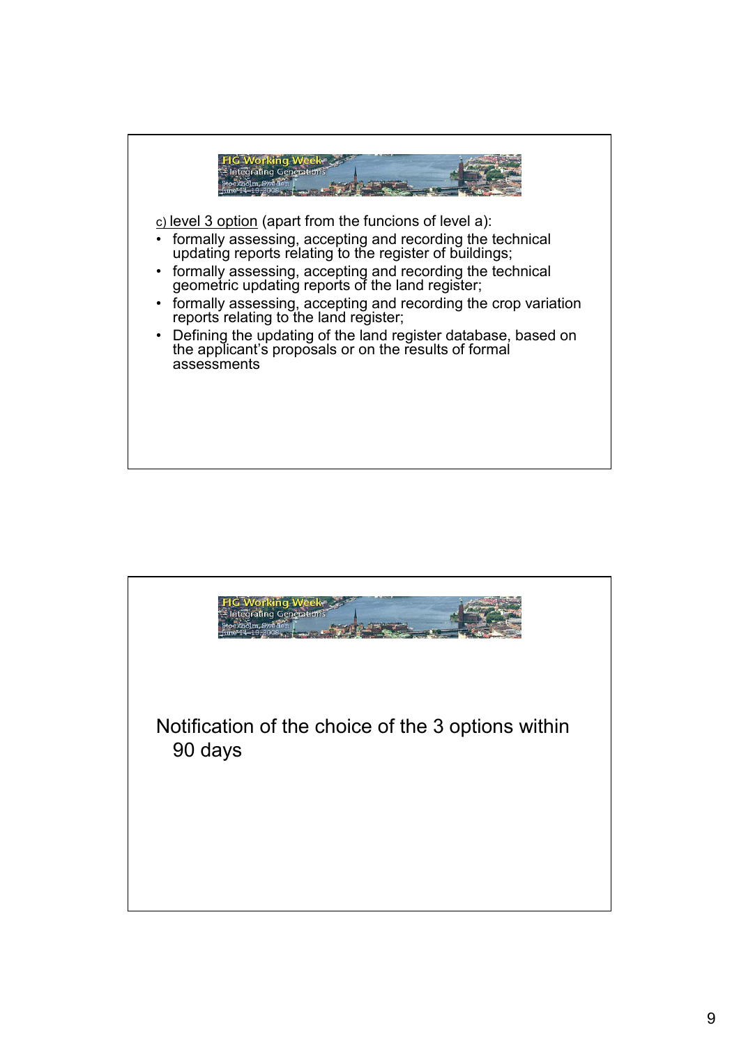c) level 3 option (apart from the funcions of level a):

- formally assessing, accepting and recording the technical updating reports relating to the register of buildings;
- formally assessing, accepting and recording the technical geometric updating reports of the land register;
- formally assessing, accepting and recording the crop variation reports relating to the land register;
- Defining the updating of the land register database, based on the applicant's proposals or on the results of formal assessments

Notification of the choice of the 3 options within 90 days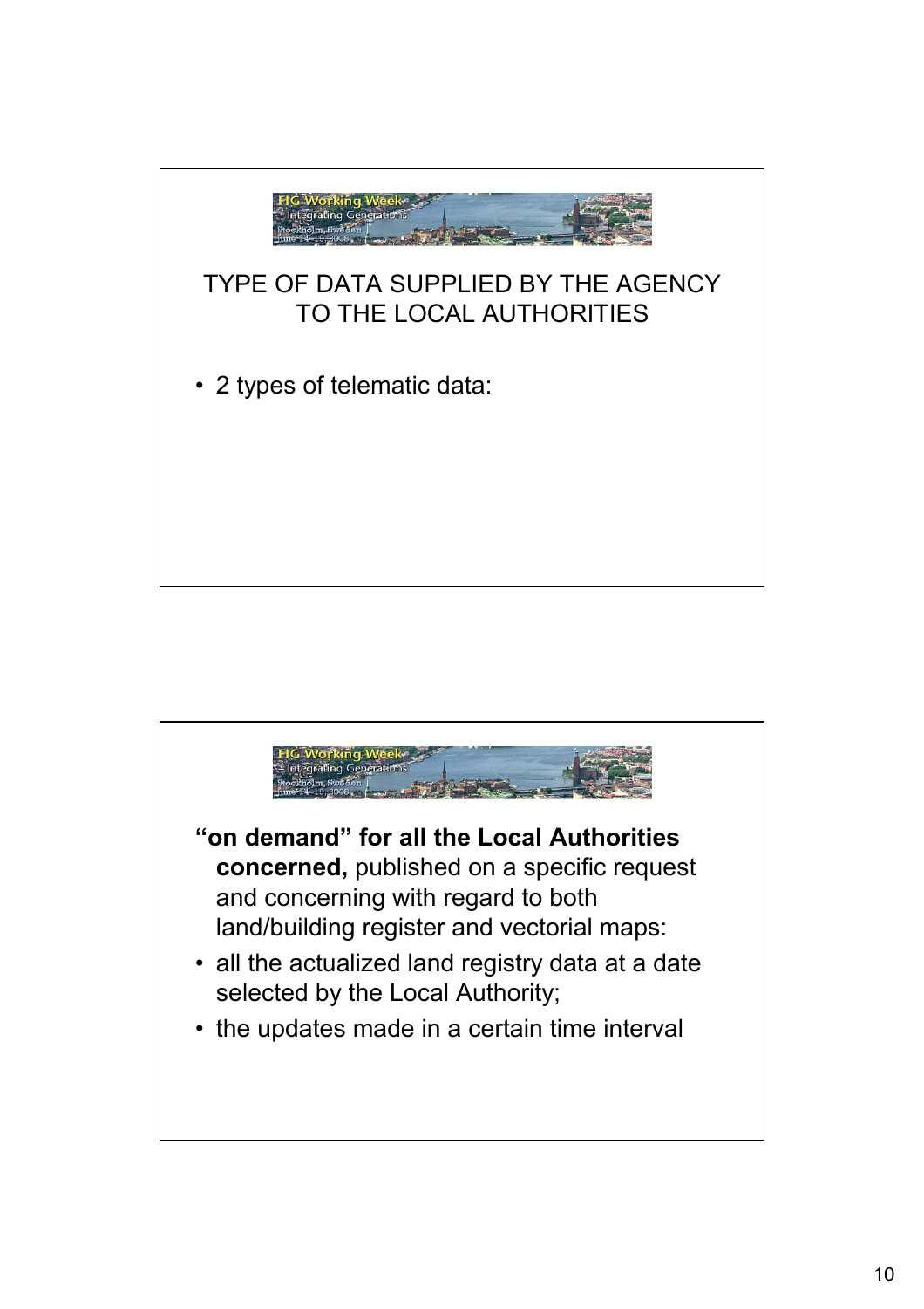## TYPE OF DATA SUPPLIED BY THE AGENCY TO THE LOCAL AUTHORITIES

- 2 types of telematic data:

**"on demand" for all the Local Authorities concerned,** published on a specific request and concerning with regard to both land/building register and vectorial maps:

- all the actualized land registry data at a date selected by the Local Authority;
- the updates made in a certain time interval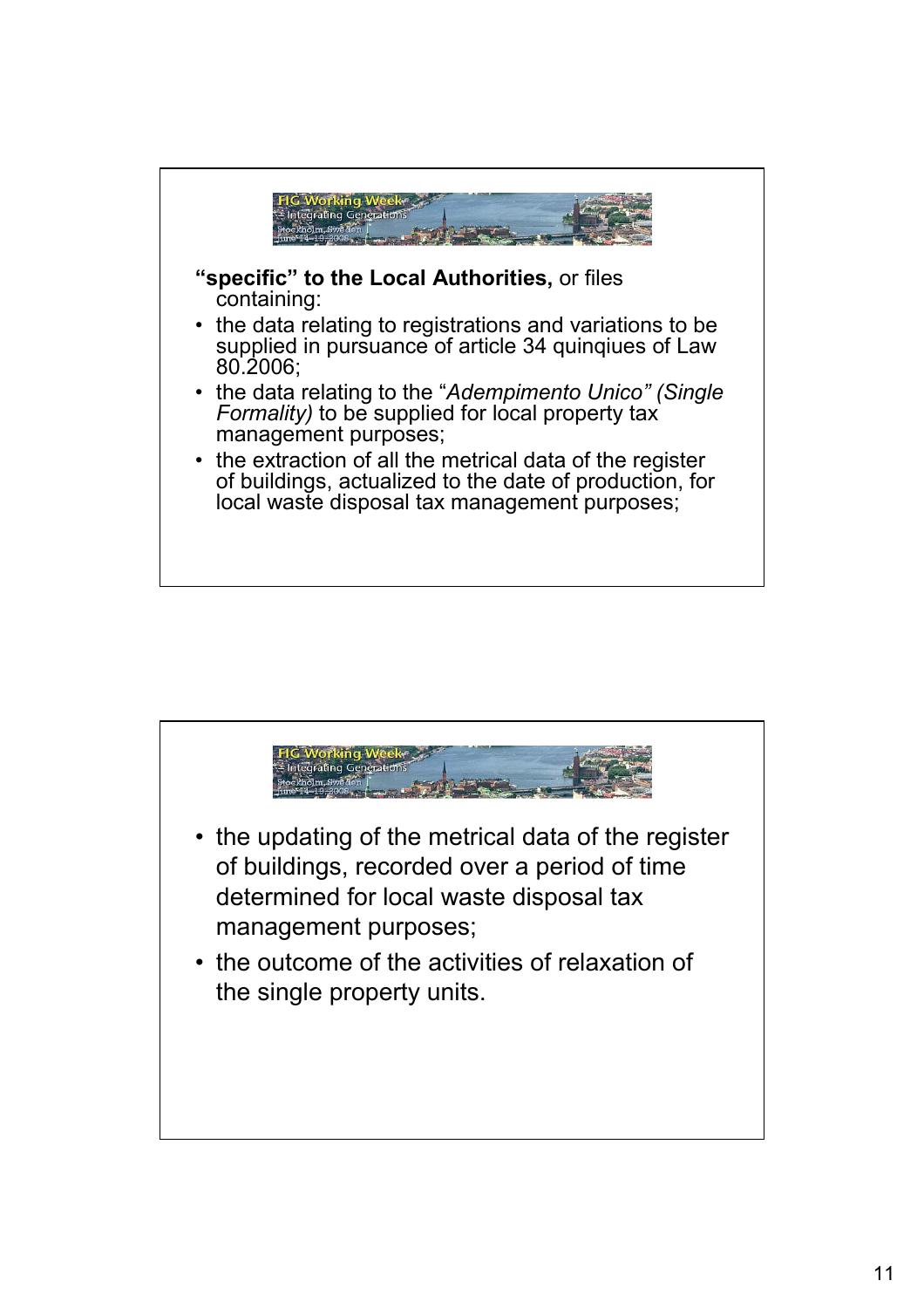**“specific” to the Local Authorities,** or files containing:

- the data relating to registrations and variations to be supplied in pursuance of article 34 quinqiues of Law 80.2006;
- the data relating to the “*Adempimento Unico” (Single Formality)* to be supplied for local property tax management purposes;
- the extraction of all the metrical data of the register of buildings, actualized to the date of production, for local waste disposal tax management purposes;

- the updating of the metrical data of the register of buildings, recorded over a period of time determined for local waste disposal tax management purposes;
- the outcome of the activities of relaxation of the single property units.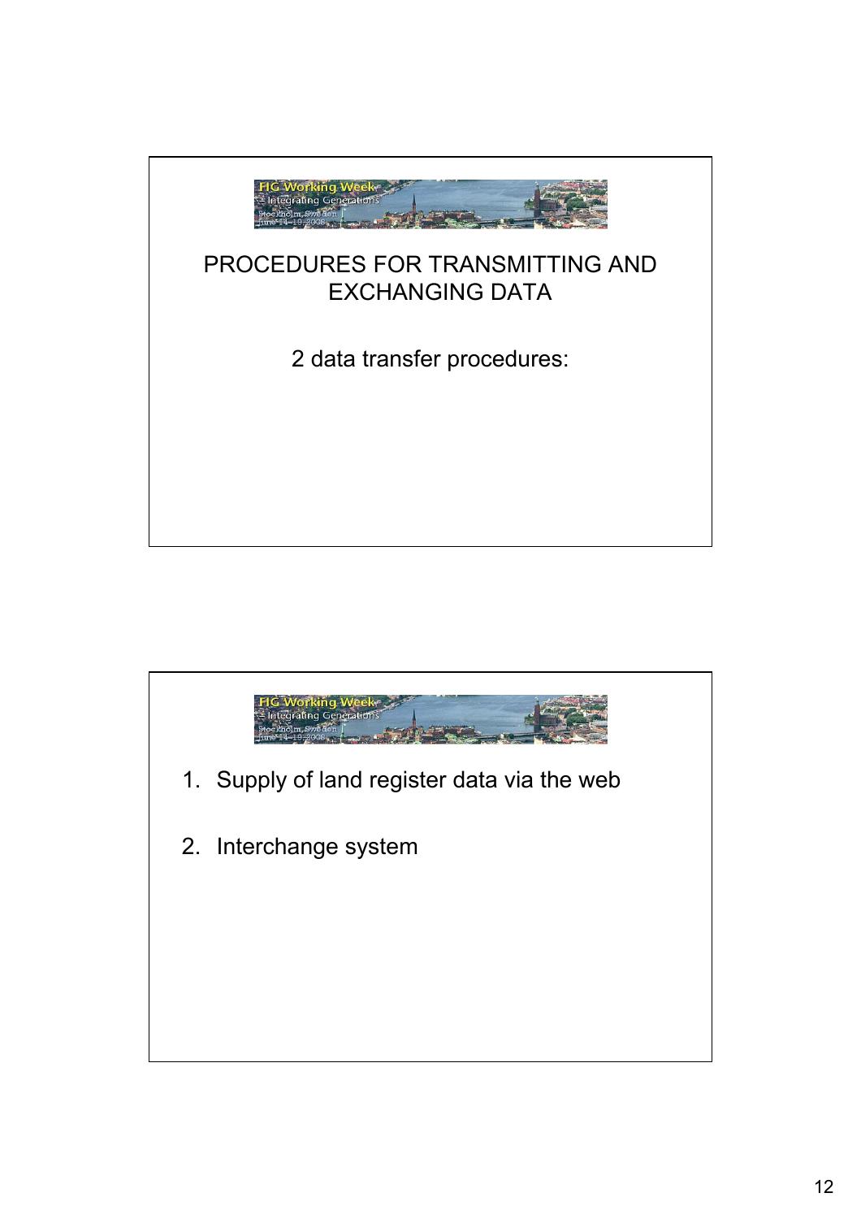## PROCEDURES FOR TRANSMITTING AND EXCHANGING DATA

2 data transfer procedures:

1. Supply of land register data via the web
2. Interchange system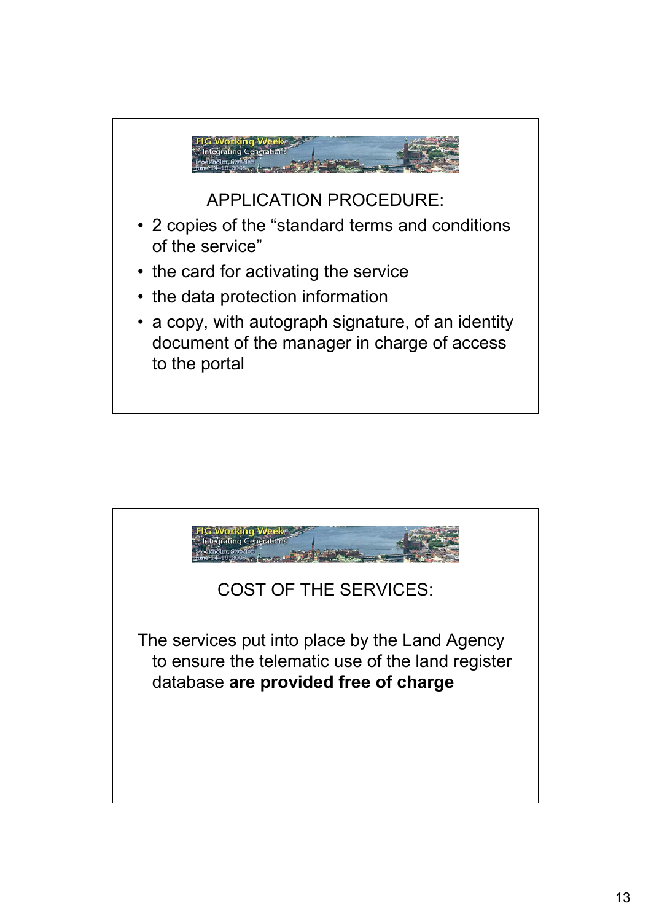## APPLICATION PROCEDURE:

- 2 copies of the “standard terms and conditions of the service”
- the card for activating the service
- the data protection information
- a copy, with autograph signature, of an identity document of the manager in charge of access to the portal

## COST OF THE SERVICES:

The services put into place by the Land Agency to ensure the telematic use of the land register database **are provided free of charge**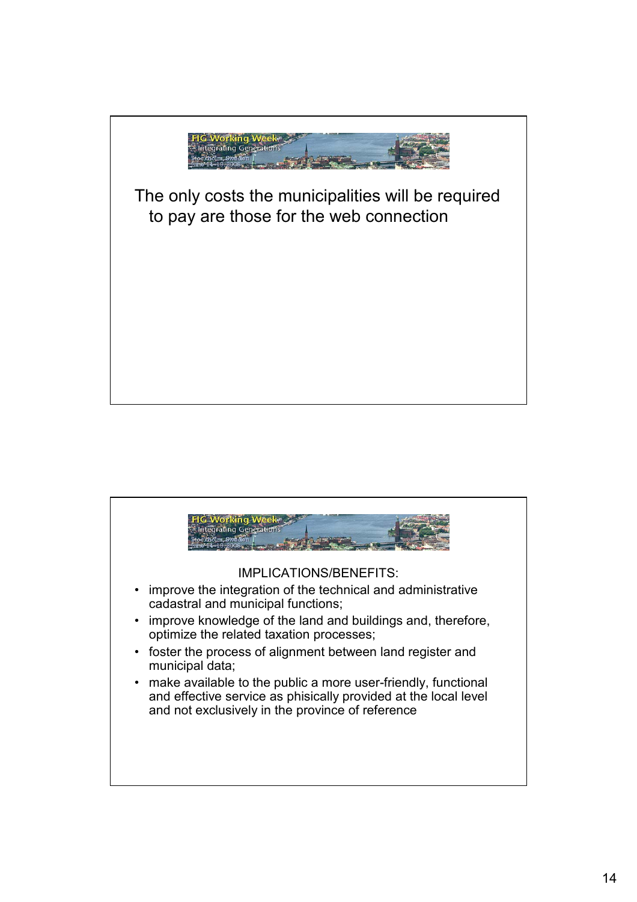The only costs the municipalities will be required to pay are those for the web connection

IMPLICATIONS/BENEFITS:

- improve the integration of the technical and administrative cadastral and municipal functions;
- improve knowledge of the land and buildings and, therefore, optimize the related taxation processes;
- foster the process of alignment between land register and municipal data;
- make available to the public a more user-friendly, functional and effective service as phisically provided at the local level and not exclusively in the province of reference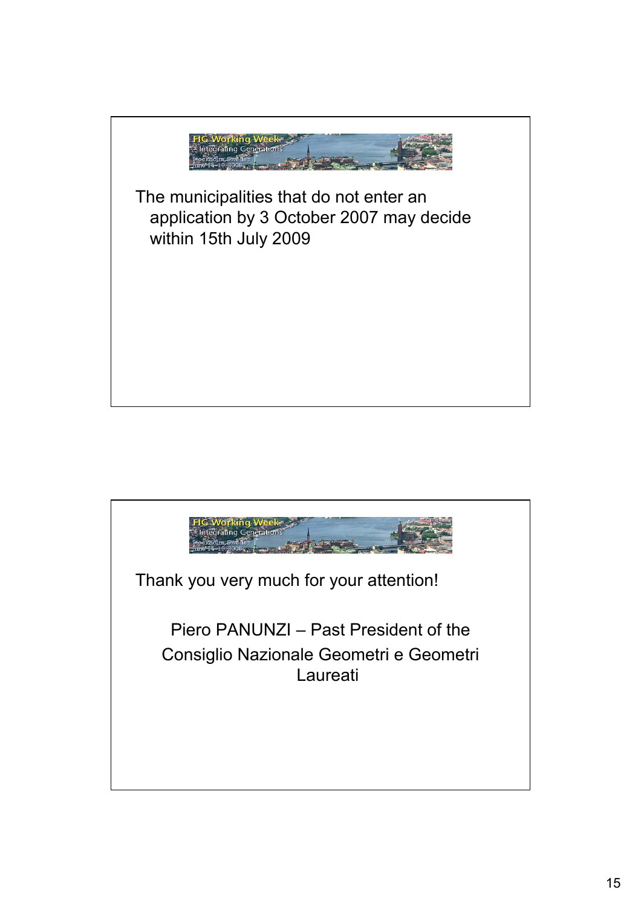The municipalities that do not enter an application by 3 October 2007 may decide within 15th July 2009

Thank you very much for your attention!

Piero PANUNZI – Past President of the Consiglio Nazionale Geometri e Geometri Laureati